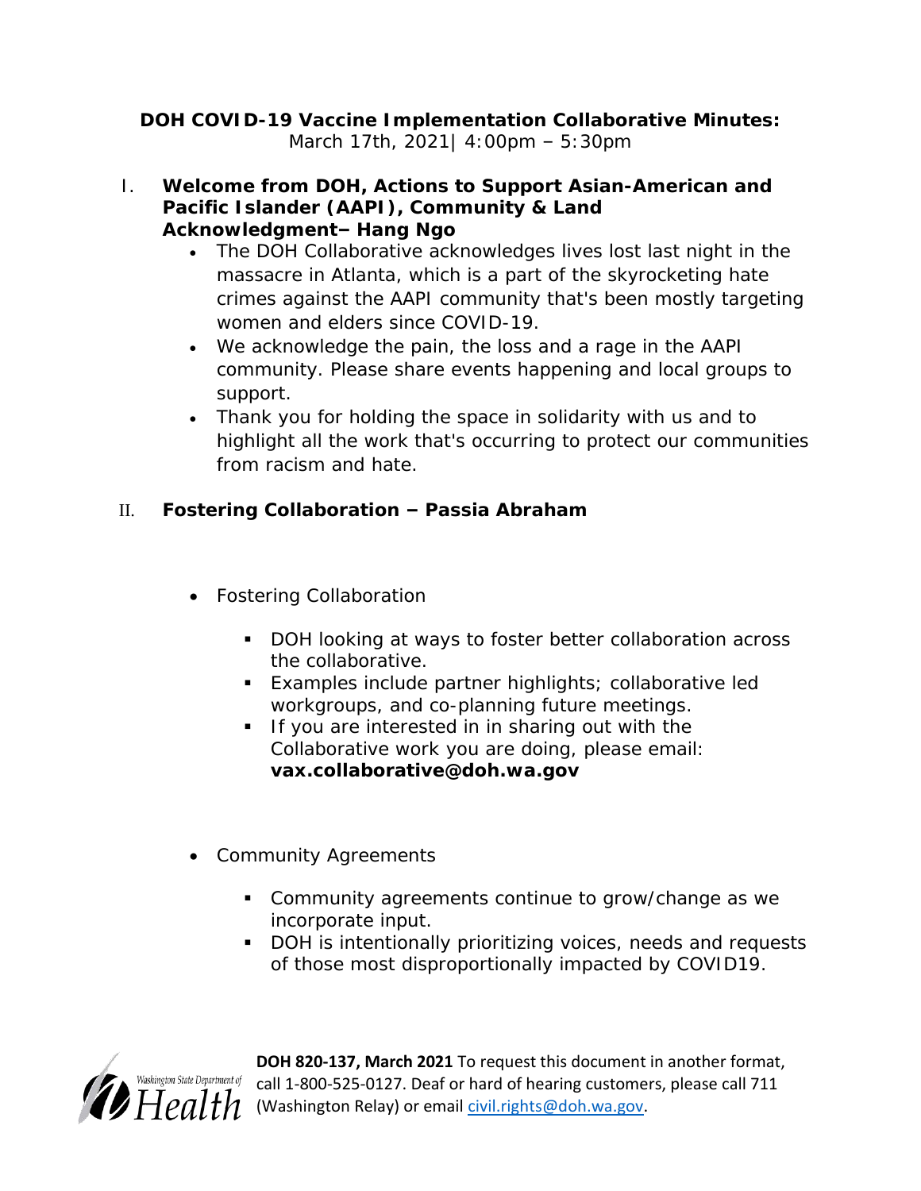**DOH COVID-19 Vaccine Implementation Collaborative Minutes:**
March 17th, 2021| 4:00pm – 5:30pm

## I. Welcome from DOH, Actions to Support Asian-American and Pacific Islander (AAPI), Community & Land Acknowledgment– Hang Ngo

- The DOH Collaborative acknowledges lives lost last night in the massacre in Atlanta, which is a part of the skyrocketing hate crimes against the AAPI community that's been mostly targeting women and elders since COVID-19.
- We acknowledge the pain, the loss and a rage in the AAPI community. Please share events happening and local groups to support.
- Thank you for holding the space in solidarity with us and to highlight all the work that's occurring to protect our communities from racism and hate.

## II. Fostering Collaboration – Passia Abraham

- Fostering Collaboration
  - DOH looking at ways to foster better collaboration across the collaborative.
  - Examples include partner highlights; collaborative led workgroups, and co-planning future meetings.
  - If you are interested in in sharing out with the Collaborative work you are doing, please email: **vax.collaborative@doh.wa.gov**

- Community Agreements
  - Community agreements continue to grow/change as we incorporate input.
  - DOH is intentionally prioritizing voices, needs and requests of those most disproportionally impacted by COVID19.

**DOH 820-137, March 2021** To request this document in another format, call 1-800-525-0127. Deaf or hard of hearing customers, please call 711 (Washington Relay) or email civil.rights@doh.wa.gov.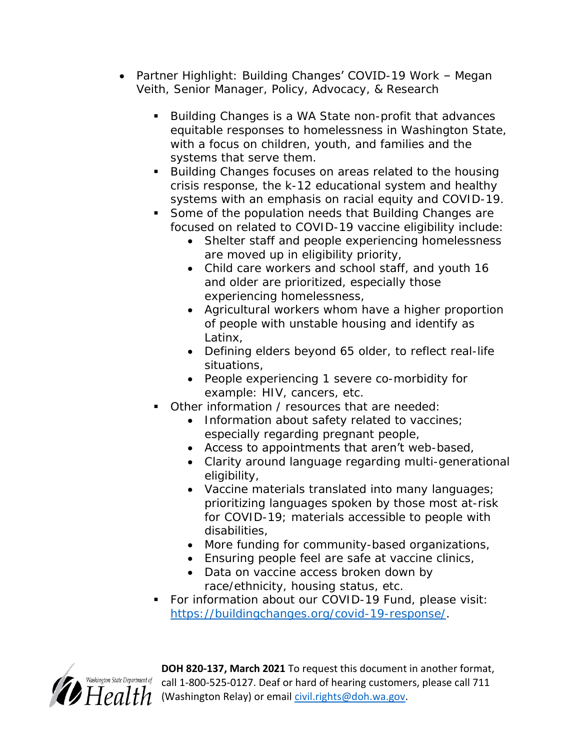- Partner Highlight: Building Changes' COVID-19 Work – Megan Veith, Senior Manager, Policy, Advocacy, & Research
  - Building Changes is a WA State non-profit that advances equitable responses to homelessness in Washington State, with a focus on children, youth, and families and the systems that serve them.
  - Building Changes focuses on areas related to the housing crisis response, the k-12 educational system and healthy systems with an emphasis on racial equity and COVID-19.
  - Some of the population needs that Building Changes are focused on related to COVID-19 vaccine eligibility include:
    - Shelter staff and people experiencing homelessness are moved up in eligibility priority,
    - Child care workers and school staff, and youth 16 and older are prioritized, especially those experiencing homelessness,
    - Agricultural workers whom have a higher proportion of people with unstable housing and identify as Latinx,
    - Defining elders beyond 65 older, to reflect real-life situations,
    - People experiencing 1 severe co-morbidity for example: HIV, cancers, etc.
  - Other information / resources that are needed:
    - Information about safety related to vaccines; especially regarding pregnant people,
    - Access to appointments that aren't web-based,
    - Clarity around language regarding multi-generational eligibility,
    - Vaccine materials translated into many languages; prioritizing languages spoken by those most at-risk for COVID-19; materials accessible to people with disabilities,
    - More funding for community-based organizations,
    - Ensuring people feel are safe at vaccine clinics,
    - Data on vaccine access broken down by race/ethnicity, housing status, etc.
  - For information about our COVID-19 Fund, please visit: https://buildingchanges.org/covid-19-response/.

**DOH 820-137, March 2021** To request this document in another format, call 1-800-525-0127. Deaf or hard of hearing customers, please call 711 (Washington Relay) or email civil.rights@doh.wa.gov.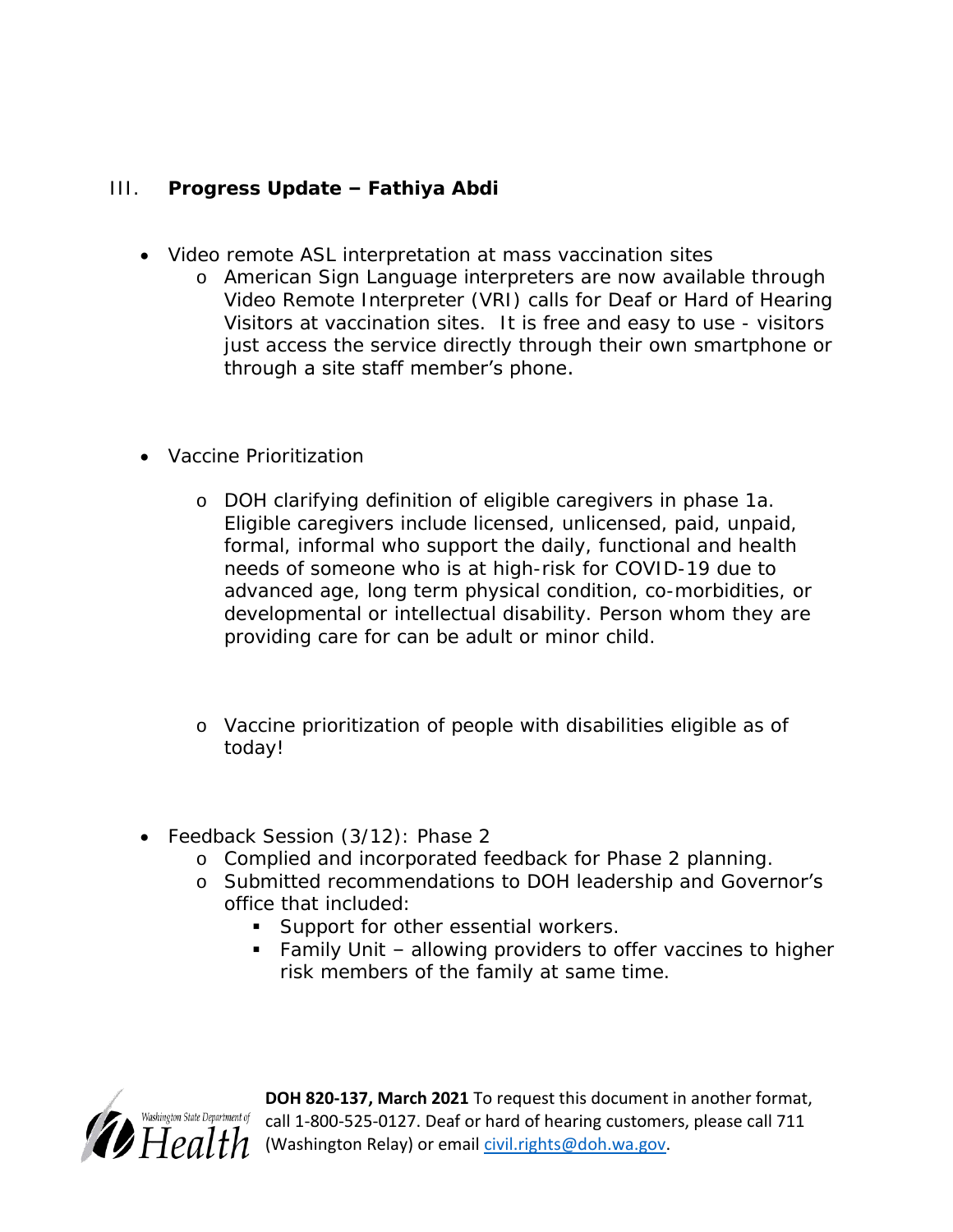## III. **Progress Update – Fathiya Abdi**

- Video remote ASL interpretation at mass vaccination sites
  - American Sign Language interpreters are now available through Video Remote Interpreter (VRI) calls for Deaf or Hard of Hearing Visitors at vaccination sites. It is free and easy to use - visitors just access the service directly through their own smartphone or through a site staff member's phone.

- Vaccine Prioritization
  - DOH clarifying definition of eligible caregivers in phase 1a. Eligible caregivers include licensed, unlicensed, paid, unpaid, formal, informal who support the daily, functional and health needs of someone who is at high-risk for COVID-19 due to advanced age, long term physical condition, co-morbidities, or developmental or intellectual disability. Person whom they are providing care for can be adult or minor child.
  - Vaccine prioritization of people with disabilities eligible as of today!

- Feedback Session (3/12): Phase 2
  - Complied and incorporated feedback for Phase 2 planning.
  - Submitted recommendations to DOH leadership and Governor's office that included:
    - Support for other essential workers.
    - Family Unit – allowing providers to offer vaccines to higher risk members of the family at same time.

**DOH 820-137, March 2021** To request this document in another format, call 1-800-525-0127. Deaf or hard of hearing customers, please call 711 (Washington Relay) or email civil.rights@doh.wa.gov.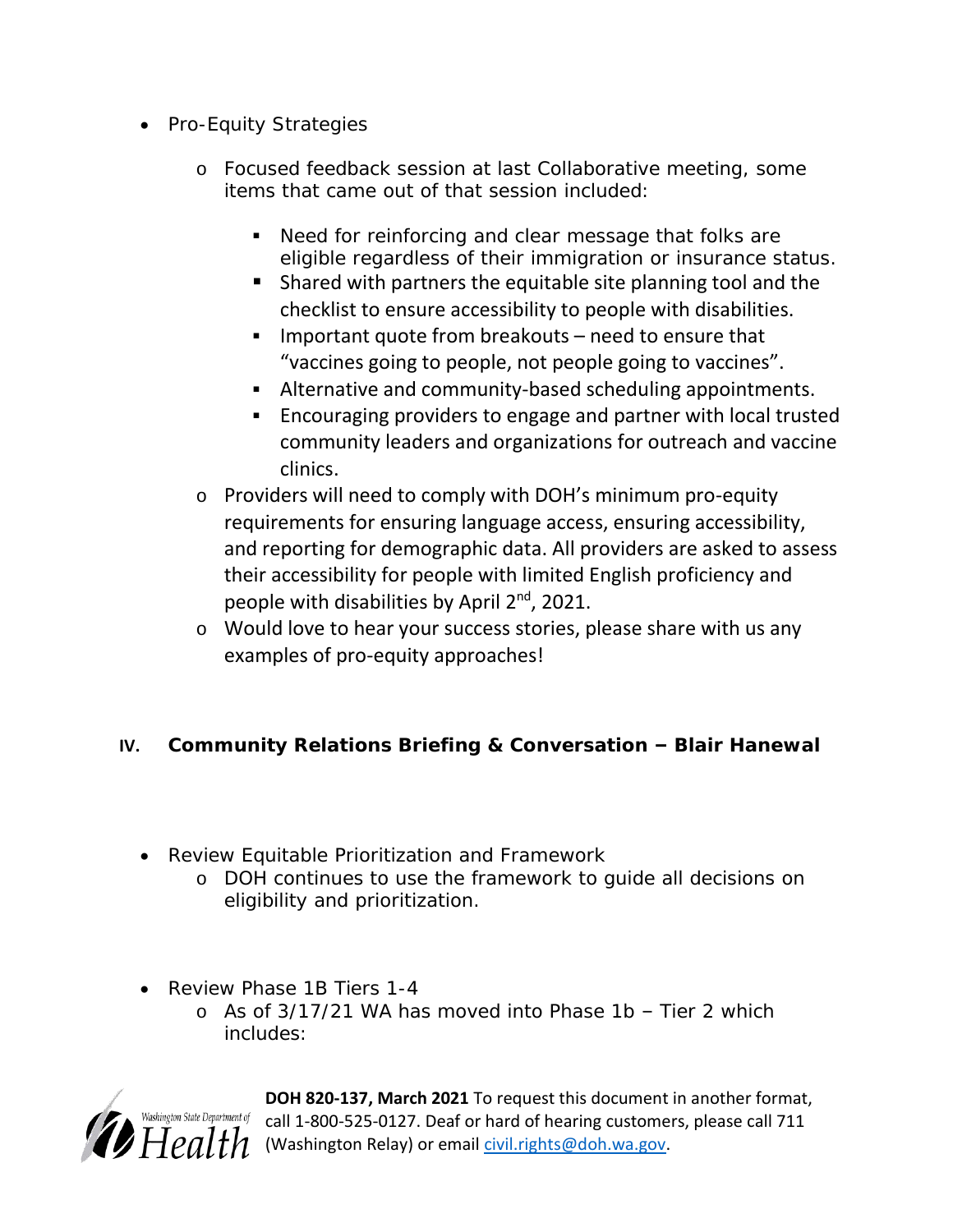- Pro-Equity Strategies
  - Focused feedback session at last Collaborative meeting, some items that came out of that session included:
    - Need for reinforcing and clear message that folks are eligible regardless of their immigration or insurance status.
    - Shared with partners the equitable site planning tool and the checklist to ensure accessibility to people with disabilities.
    - Important quote from breakouts – need to ensure that "vaccines going to people, not people going to vaccines".
    - Alternative and community-based scheduling appointments.
    - Encouraging providers to engage and partner with local trusted community leaders and organizations for outreach and vaccine clinics.
  - Providers will need to comply with DOH's minimum pro-equity requirements for ensuring language access, ensuring accessibility, and reporting for demographic data. All providers are asked to assess their accessibility for people with limited English proficiency and people with disabilities by April 2nd, 2021.
  - Would love to hear your success stories, please share with us any examples of pro-equity approaches!

## IV. Community Relations Briefing & Conversation – Blair Hanewal

- Review Equitable Prioritization and Framework
  - DOH continues to use the framework to guide all decisions on eligibility and prioritization.

- Review Phase 1B Tiers 1-4
  - As of 3/17/21 WA has moved into Phase 1b – Tier 2 which includes:

**DOH 820-137, March 2021** To request this document in another format, call 1-800-525-0127. Deaf or hard of hearing customers, please call 711 (Washington Relay) or email civil.rights@doh.wa.gov.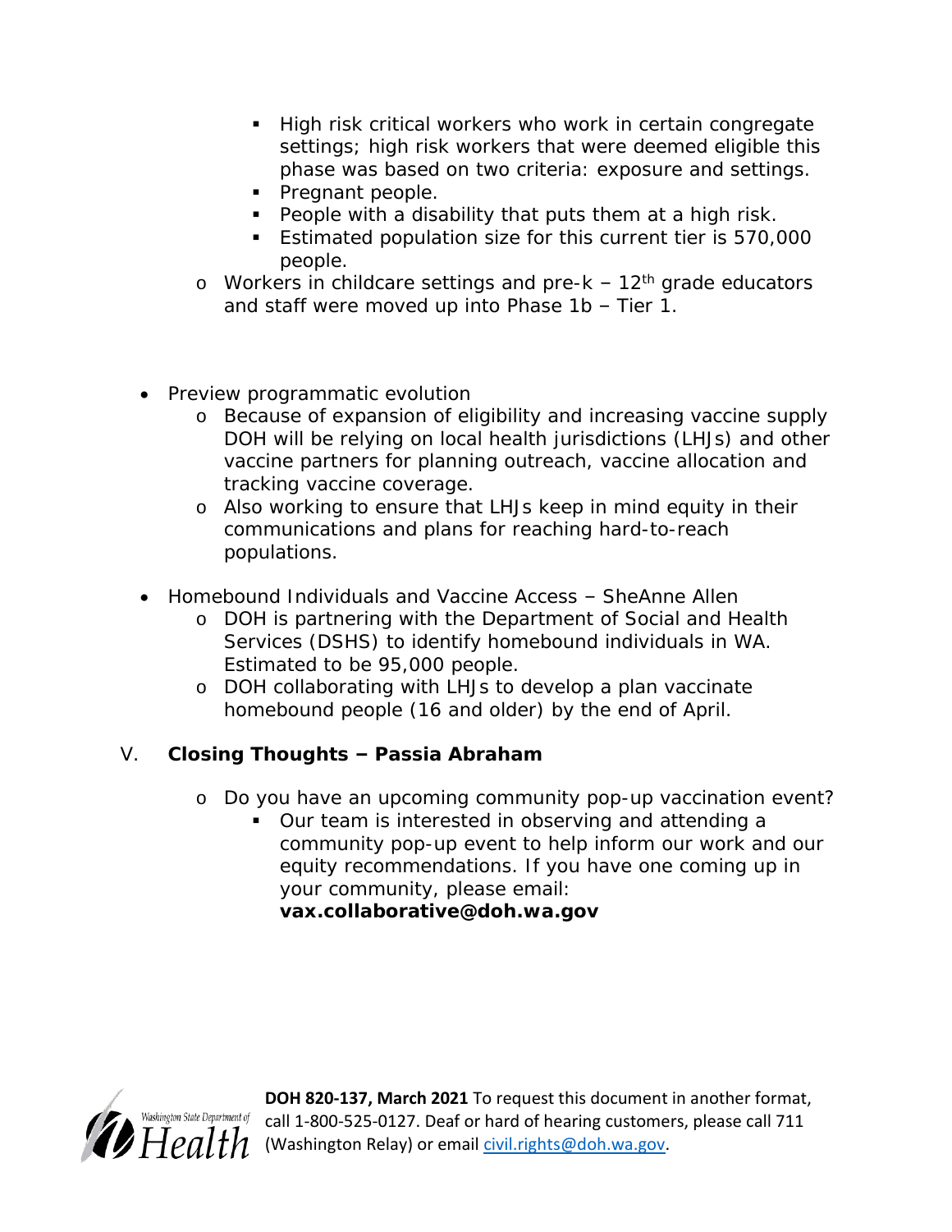- High risk critical workers who work in certain congregate settings; high risk workers that were deemed eligible this phase was based on two criteria: exposure and settings.
    - Pregnant people.
    - People with a disability that puts them at a high risk.
    - Estimated population size for this current tier is 570,000 people.
  - Workers in childcare settings and pre-k – 12th grade educators and staff were moved up into Phase 1b – Tier 1.

- Preview programmatic evolution
  - Because of expansion of eligibility and increasing vaccine supply DOH will be relying on local health jurisdictions (LHJs) and other vaccine partners for planning outreach, vaccine allocation and tracking vaccine coverage.
  - Also working to ensure that LHJs keep in mind equity in their communications and plans for reaching hard-to-reach populations.

- Homebound Individuals and Vaccine Access – SheAnne Allen
  - DOH is partnering with the Department of Social and Health Services (DSHS) to identify homebound individuals in WA. Estimated to be 95,000 people.
  - DOH collaborating with LHJs to develop a plan vaccinate homebound people (16 and older) by the end of April.

## V. Closing Thoughts – Passia Abraham

- Do you have an upcoming community pop-up vaccination event?
  - Our team is interested in observing and attending a community pop-up event to help inform our work and our equity recommendations. If you have one coming up in your community, please email: **vax.collaborative@doh.wa.gov**

**DOH 820-137, March 2021** To request this document in another format, call 1-800-525-0127. Deaf or hard of hearing customers, please call 711 (Washington Relay) or email civil.rights@doh.wa.gov.